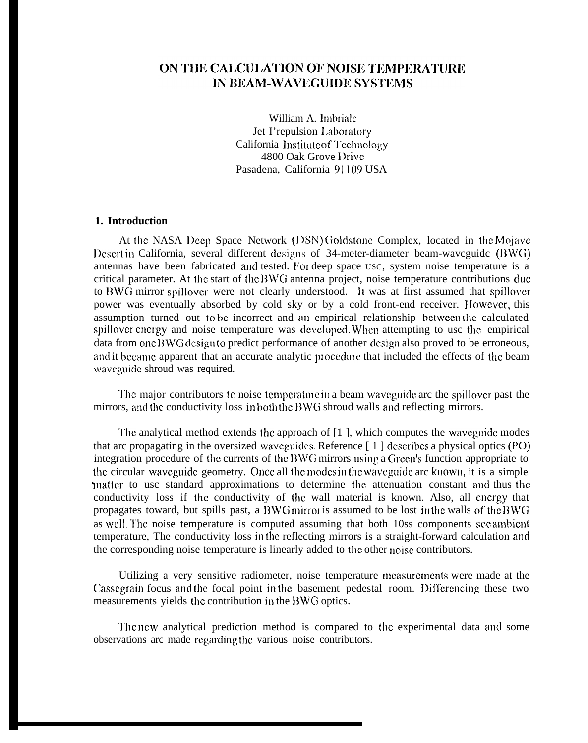# ON THE CALCULATION OF NOISE TEMPERATURE IN BEAM-WAVEGUIDE SYSTEMS

William A. Imbriale
Jet Prepulsion Laboratory
California Institute of Technology
4800 Oak Grove Drive
Pasadena, California 91109 USA

## 1. Introduction

At the NASA Deep Space Network (DSN) Goldstone Complex, located in the Mojave Desert in California, several different designs of 34-meter-diameter beam-waveguide (BWG) antennas have been fabricated and tested. For deep space use, system noise temperature is a critical parameter. At the start of the BWG antenna project, noise temperature contributions due to BWG mirror spillover were not clearly understood. It was at first assumed that spillover power was eventually absorbed by cold sky or by a cold front-end receiver. However, this assumption turned out to be incorrect and an empirical relationship between the calculated spillover energy and noise temperature was developed. When attempting to use the empirical data from one BWG design to predict performance of another design also proved to be erroneous, and it became apparent that an accurate analytic procedure that included the effects of the beam waveguide shroud was required.

The major contributors to noise temperature in a beam waveguide are the spillover past the mirrors, and the conductivity loss in both the BWG shroud walls and reflecting mirrors.

The analytical method extends the approach of [1 ], which computes the waveguide modes that are propagating in the oversized waveguides. Reference [ 1 ] describes a physical optics (PO) integration procedure of the currents of the BWG mirrors using a Green's function appropriate to the circular waveguide geometry. Once all the modes in the waveguide are known, it is a simple matter to use standard approximations to determine the attenuation constant and thus the conductivity loss if the conductivity of the wall material is known. Also, all energy that propagates toward, but spills past, a BWG mirror is assumed to be lost in the walls of the BWG as well. The noise temperature is computed assuming that both loss components see ambient temperature, The conductivity loss in the reflecting mirrors is a straight-forward calculation and the corresponding noise temperature is linearly added to the other noise contributors.

Utilizing a very sensitive radiometer, noise temperature measurements were made at the Cassegrain focus and the focal point in the basement pedestal room. Differencing these two measurements yields the contribution in the BWG optics.

The new analytical prediction method is compared to the experimental data and some observations are made regarding the various noise contributors.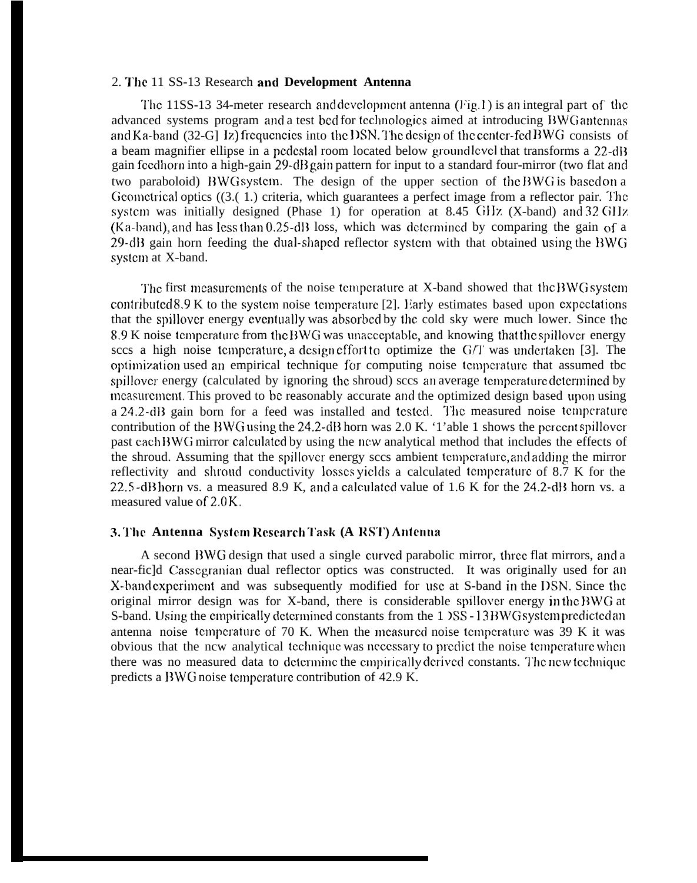## 2. The 11 SS-13 Research and Development Antenna

The 11SS-13 34-meter research and development antenna (Fig.1) is an integral part of the advanced systems program and a test bed for technologies aimed at introducing BWG antennas and Ka-band (32-G] Iz) frequencies into the DSN. The design of the center-fed BWG consists of a beam magnifier ellipse in a pedestal room located below ground level that transforms a 22-dB gain feedhorn into a high-gain 29-dB gain pattern for input to a standard four-mirror (two flat and two paraboloid) BWG system. The design of the upper section of the BWG is based on a Geometrical optics ((3.( 1.) criteria, which guarantees a perfect image from a reflector pair. The system was initially designed (Phase 1) for operation at 8.45 GHz (X-band) and 32 GHz (Ka-band), and has less than 0.25-dB loss, which was determined by comparing the gain of a 29-dB gain horn feeding the dual-shaped reflector system with that obtained using the BWG system at X-band.

The first measurements of the noise temperature at X-band showed that the BWG system contributed 8.9 K to the system noise temperature [2]. Early estimates based upon expectations that the spillover energy eventually was absorbed by the cold sky were much lower. Since the 8.9 K noise temperature from the BWG was unacceptable, and knowing that the spillover energy sees a high noise temperature, a design effort to optimize the G/T was undertaken [3]. The optimization used an empirical technique for computing noise temperature that assumed tbc spillover energy (calculated by ignoring the shroud) sees an average temperature determined by measurement. This proved to be reasonably accurate and the optimized design based upon using a 24.2-dB gain born for a feed was installed and tested. The measured noise temperature contribution of the BWG using the 24.2-dB horn was 2.0 K. '1'able 1 shows the percent spillover past each BWG mirror calculated by using the new analytical method that includes the effects of the shroud. Assuming that the spillover energy sees ambient temperature, and adding the mirror reflectivity and shroud conductivity losses yields a calculated temperature of 8.7 K for the 22.5-dB horn vs. a measured 8.9 K, and a calculated value of 1.6 K for the 24.2-dB horn vs. a measured value of 2.0 K.

## 3. The Antenna System Research Task (A RST) Antenna

A second BWG design that used a single curved parabolic mirror, three flat mirrors, and a near-fic]d Cassegranian dual reflector optics was constructed. It was originally used for an X-band experiment and was subsequently modified for use at S-band in the DSN. Since the original mirror design was for X-band, there is considerable spillover energy in the BWG at S-band. Using the empirically determined constants from the 1 )SS - 13 BWG system predicted an antenna noise temperature of 70 K. When the measured noise temperature was 39 K it was obvious that the new analytical technique was necessary to predict the noise temperature when there was no measured data to determine the empirically derived constants. The new technique predicts a BWG noise temperature contribution of 42.9 K.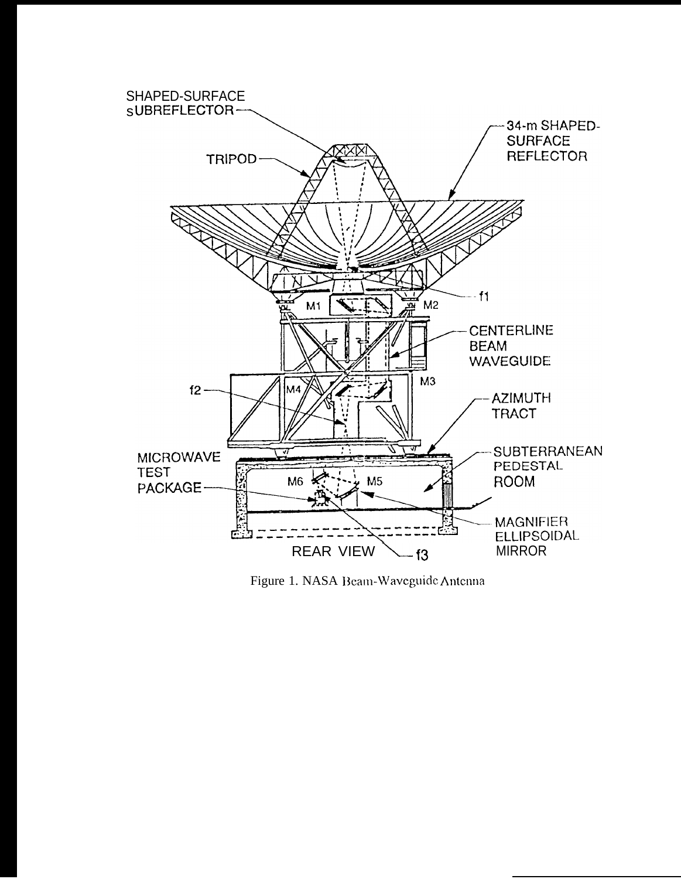Figure 1. NASA Beam-Waveguide Antenna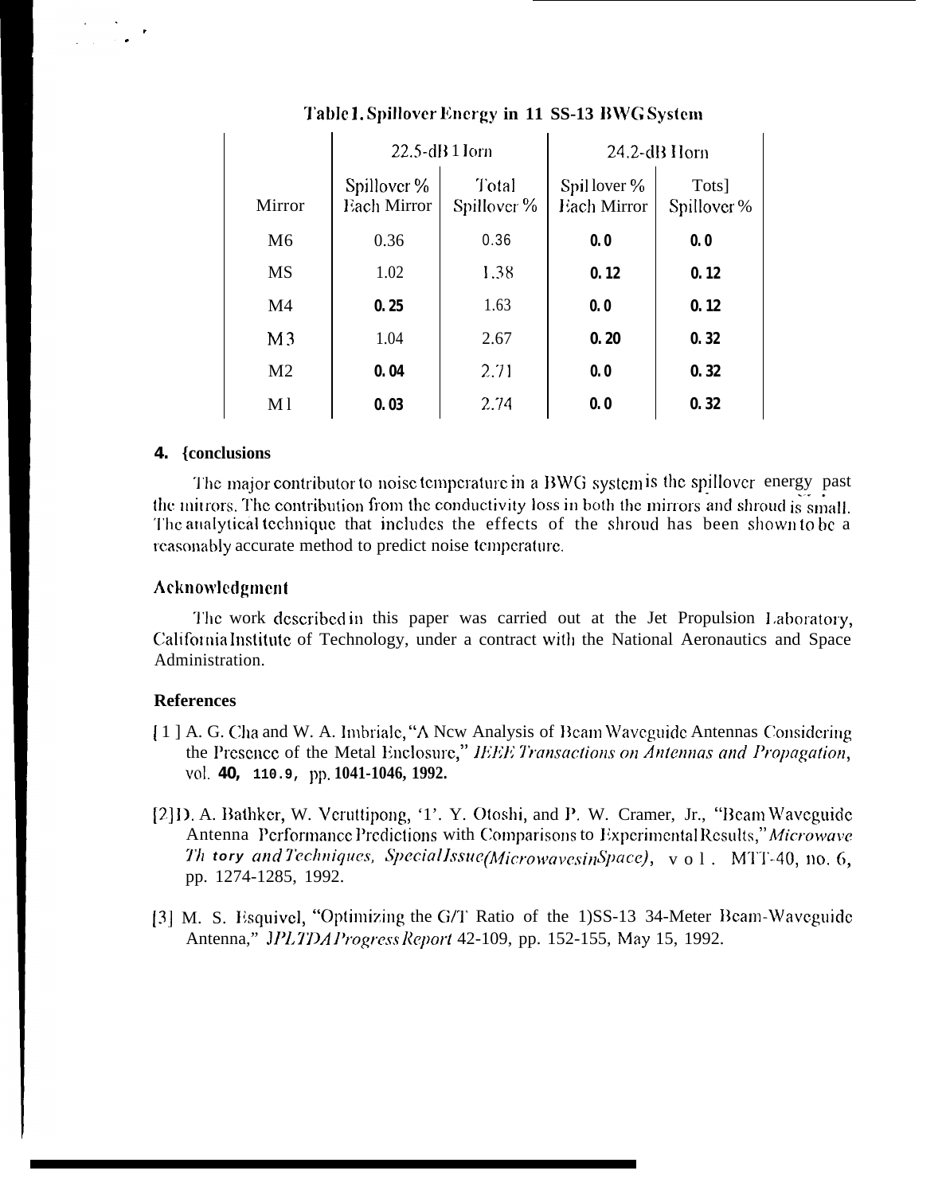Table 1. Spillover Energy in 11 SS-13 BWG System

| | 22.5-dB Horn | | 24.2-dB Horn | |
|---|---|---|---|---|
| Mirror | Spillover % Each Mirror | Total Spillover % | Spillover % Each Mirror | Total Spillover % |
| M6 | 0.36 | 0.36 | 0.0 | 0.0 |
| MS | 1.02 | 1.38 | 0.12 | 0.12 |
| M4 | 0.25 | 1.63 | 0.0 | 0.12 |
| M3 | 1.04 | 2.67 | 0.20 | 0.32 |
| M2 | 0.04 | 2.71 | 0.0 | 0.32 |
| M1 | 0.03 | 2.74 | 0.0 | 0.32 |

## 4. Conclusions

The major contributor to noise temperature in a BWG system is the spillover energy past the mirrors. The contribution from the conductivity loss in both the mirrors and shroud is small. The analytical technique that includes the effects of the shroud has been shown to be a reasonably accurate method to predict noise temperature.

## Acknowledgment

The work described in this paper was carried out at the Jet Propulsion Laboratory, California Institute of Technology, under a contract with the National Aeronautics and Space Administration.

## References

[1] A. G. Cha and W. A. Imbriale, "A New Analysis of Beam Waveguide Antennas Considering the Presence of the Metal Enclosure," *IEEE Transactions on Antennas and Propagation*, vol. 40, no. 9, pp. 1041-1046, 1992.

[2] D. A. Bathker, W. Veruttipong, T. Y. Otoshi, and P. W. Cramer, Jr., "Beam Waveguide Antenna Performance Predictions with Comparisons to Experimental Results," *Microwave Theory and Techniques, Special Issue (Microwaves in Space)*, vol. MTT-40, no. 6, pp. 1274-1285, 1992.

[3] M. S. Esquivel, "Optimizing the G/T Ratio of the DSS-13 34-Meter Beam-Waveguide Antenna," *JPL TDA Progress Report* 42-109, pp. 152-155, May 15, 1992.